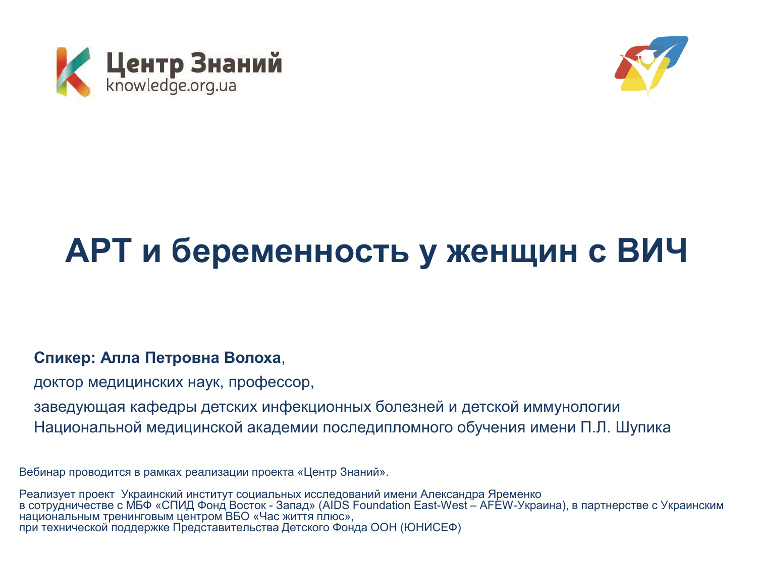Центр Знаний
knowledge.org.ua

# АРТ и беременность у женщин с ВИЧ

**Спикер: Алла Петровна Волоха**,

доктор медицинских наук, профессор,

заведующая кафедры детских инфекционных болезней и детской иммунологии Национальной медицинской академии последипломного обучения имени П.Л. Шупика

Вебинар проводится в рамках реализации проекта «Центр Знаний».

Реализует проект Украинский институт социальных исследований имени Александра Яременко в сотрудничестве с МБФ «СПИД Фонд Восток - Запад» (AIDS Foundation East-West – AFEW-Украина), в партнерстве с Украинским национальным тренинговым центром ВБО «Час життя плюс», при технической поддержке Представительства Детского Фонда ООН (ЮНИСЕФ)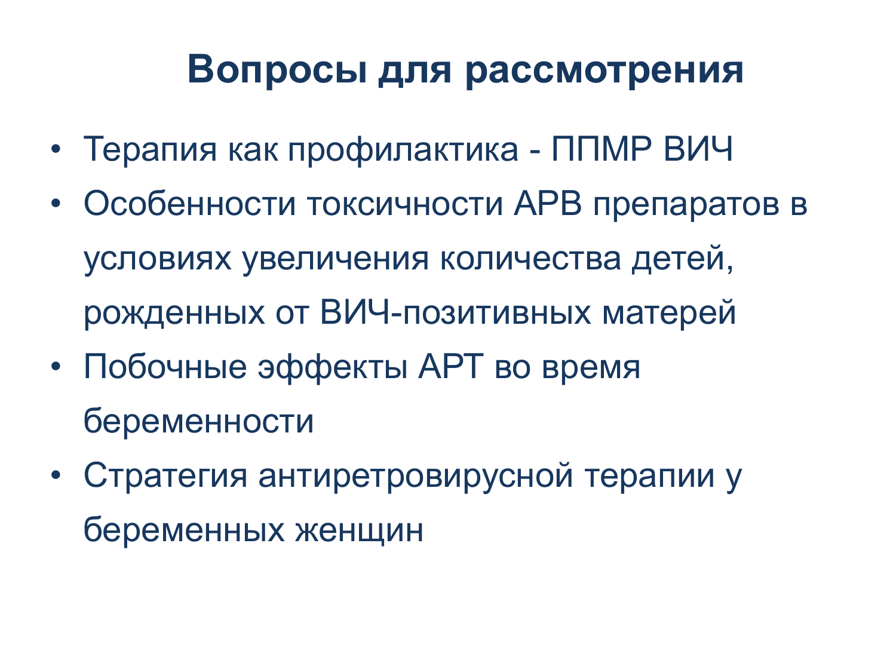# Вопросы для рассмотрения

- Терапия как профилактика - ППМР ВИЧ
- Особенности токсичности АРВ препаратов в условиях увеличения количества детей, рожденных от ВИЧ-позитивных матерей
- Побочные эффекты АРТ во время беременности
- Стратегия антиретровирусной терапии у беременных женщин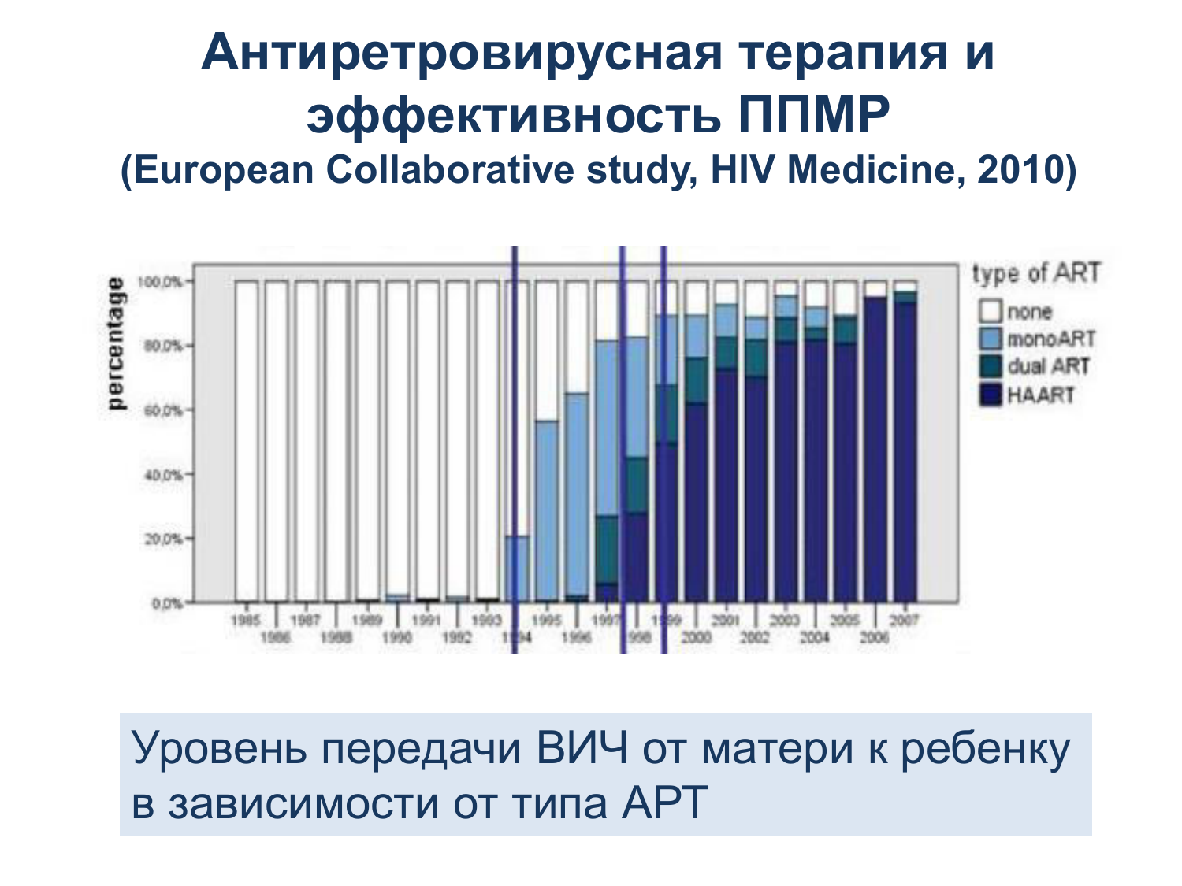# Антиретровирусная терапия и эффективность ППМР

## (European Collaborative study, HIV Medicine, 2010)

Уровень передачи ВИЧ от матери к ребенку в зависимости от типа АРТ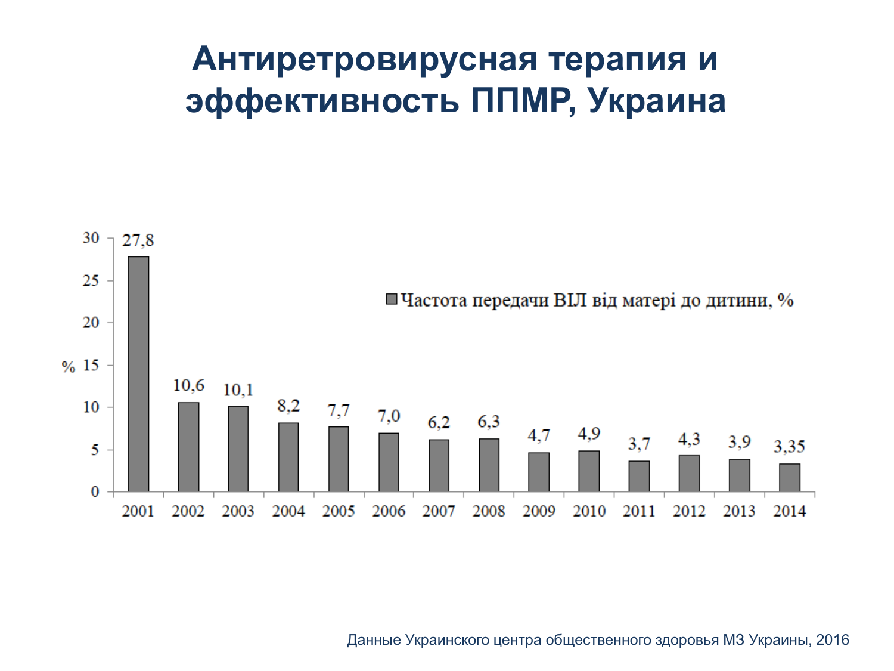# Антиретровирусная терапия и эффективность ППМР, Украина

| Год | Частота передачи ВІЛ від матері до дитини, % |
|---|---|
| 2001 | 27,8 |
| 2002 | 10,6 |
| 2003 | 10,1 |
| 2004 | 8,2 |
| 2005 | 7,7 |
| 2006 | 7,0 |
| 2007 | 6,2 |
| 2008 | 6,3 |
| 2009 | 4,7 |
| 2010 | 4,9 |
| 2011 | 3,7 |
| 2012 | 4,3 |
| 2013 | 3,9 |
| 2014 | 3,35 |

Данные Украинского центра общественного здоровья МЗ Украины, 2016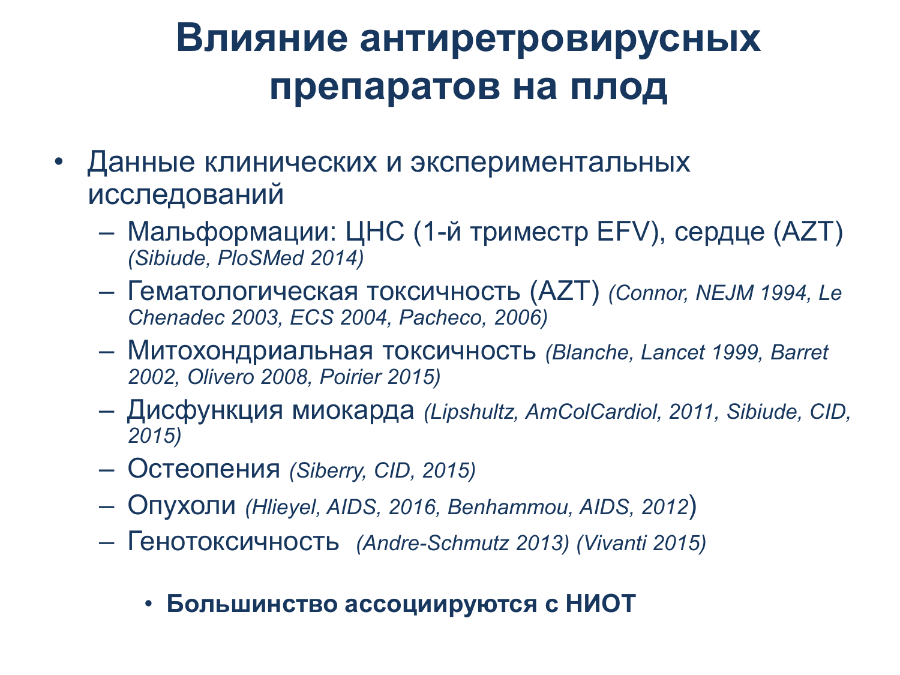# Влияние антиретровирусных препаратов на плод

- Данные клинических и экспериментальных исследований
  - Мальформации: ЦНС (1-й триместр EFV), сердце (AZT) *(Sibiude, PloSMed 2014)*
  - Гематологическая токсичность (AZT) *(Connor, NEJM 1994, Le Chenadec 2003, ECS 2004, Pacheco, 2006)*
  - Митохондриальная токсичность *(Blanche, Lancet 1999, Barret 2002, Olivero 2008, Poirier 2015)*
  - Дисфункция миокарда *(Lipshultz, AmColCardiol, 2011, Sibiude, CID, 2015)*
  - Остеопения *(Siberry, CID, 2015)*
  - Опухоли *(Hlieyel, AIDS, 2016, Benhammou, AIDS, 2012)*
  - Генотоксичность *(Andre-Schmutz 2013) (Vivanti 2015)*

    - **Большинство ассоциируются с НИОТ**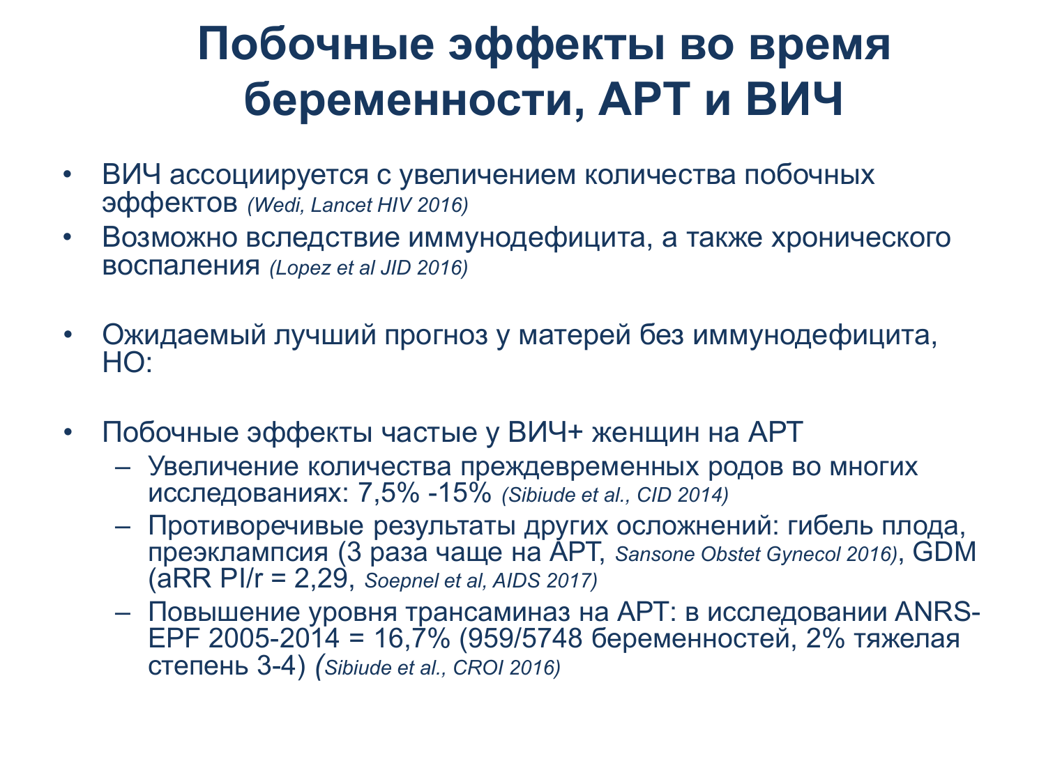# Побочные эффекты во время беременности, АРТ и ВИЧ

- ВИЧ ассоциируется с увеличением количества побочных эффектов *(Wedi, Lancet HIV 2016)*
- Возможно вследствие иммунодефицита, а также хронического воспаления *(Lopez et al JID 2016)*

- Ожидаемый лучший прогноз у матерей без иммунодефицита, НО:

- Побочные эффекты частые у ВИЧ+ женщин на АРТ
  - Увеличение количества преждевременных родов во многих исследованиях: 7,5% -15% *(Sibiude et al., CID 2014)*
  - Противоречивые результаты других осложнений: гибель плода, преэклампсия (3 раза чаще на АРТ, *Sansone Obstet Gynecol 2016)*, GDM (aRR PI/r = 2,29, *Soepnel et al, AIDS 2017)*
  - Повышение уровня трансаминаз на АРТ: в исследовании ANRS-EPF 2005-2014 = 16,7% (959/5748 беременностей, 2% тяжелая степень 3-4) (*Sibiude et al., CROI 2016)*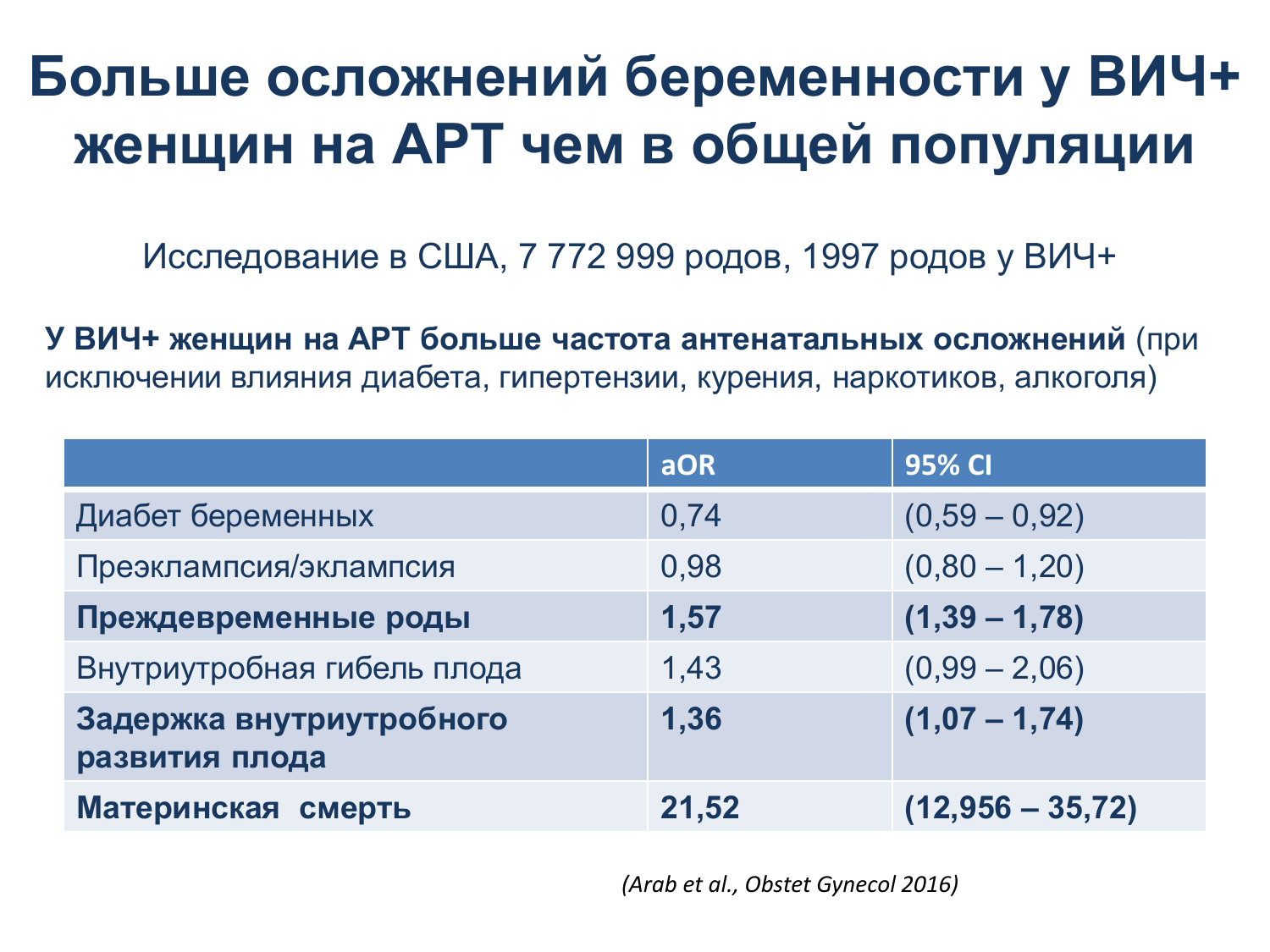# Больше осложнений беременности у ВИЧ+ женщин на АРТ чем в общей популяции

Исследование в США, 7 772 999 родов, 1997 родов у ВИЧ+

**У ВИЧ+ женщин на АРТ больше частота антенатальных осложнений** (при исключении влияния диабета, гипертензии, курения, наркотиков, алкоголя)

| | aOR | 95% CI |
|---|---|---|
| Диабет беременных | 0,74 | (0,59 – 0,92) |
| Преэклампсия/эклампсия | 0,98 | (0,80 – 1,20) |
| **Преждевременные роды** | **1,57** | **(1,39 – 1,78)** |
| Внутриутробная гибель плода | 1,43 | (0,99 – 2,06) |
| **Задержка внутриутробного развития плода** | **1,36** | **(1,07 – 1,74)** |
| **Материнская смерть** | **21,52** | **(12,956 – 35,72)** |

*(Arab et al., Obstet Gynecol 2016)*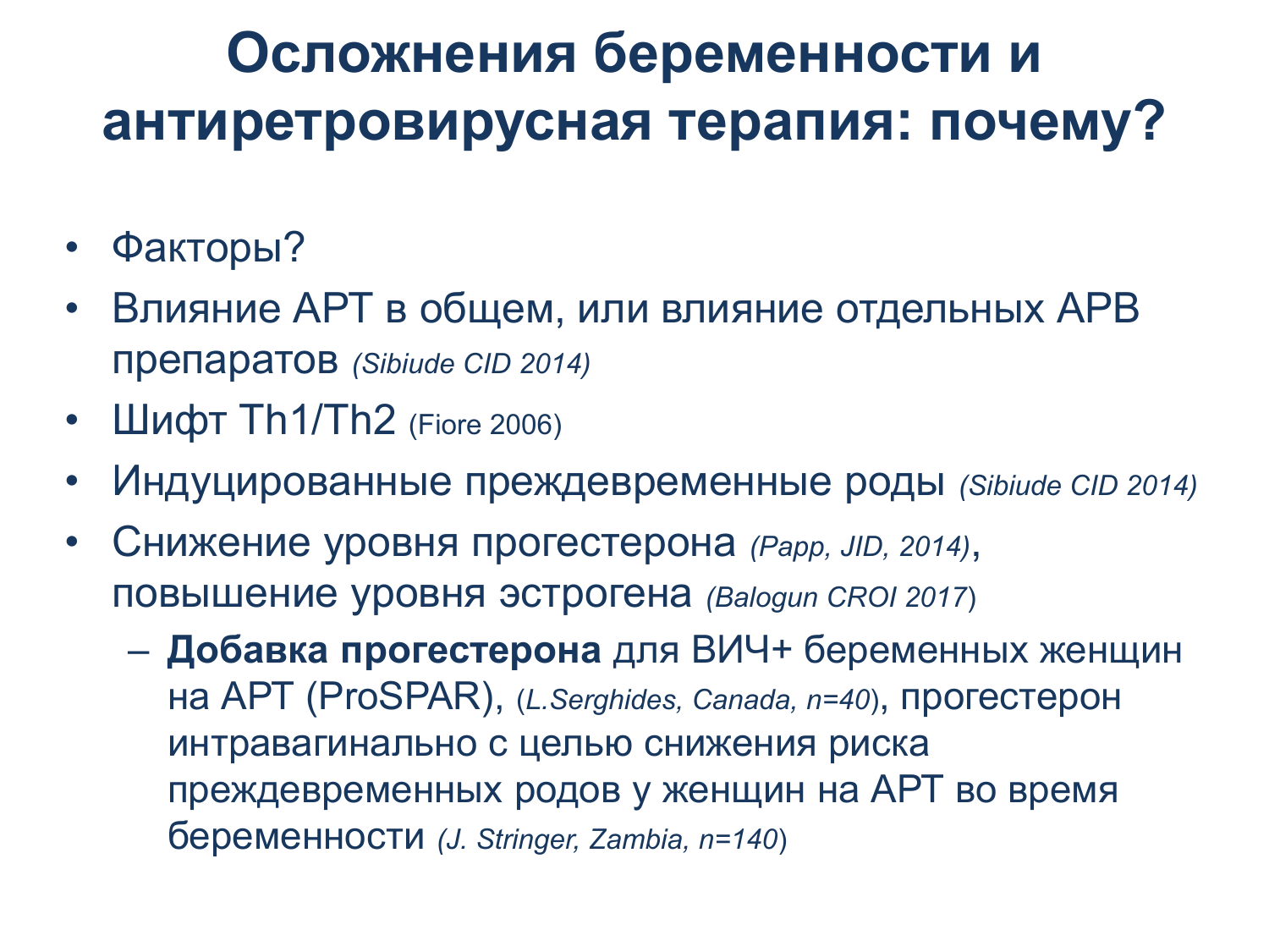# Осложнения беременности и антиретровирусная терапия: почему?

- Факторы?
- Влияние АРТ в общем, или влияние отдельных АРВ препаратов *(Sibiude CID 2014)*
- Шифт Th1/Th2 (Fiore 2006)
- Индуцированные преждевременные роды *(Sibiude CID 2014)*
- Снижение уровня прогестерона *(Papp, JID, 2014)*, повышение уровня эстрогена (*Balogun CROI 2017*)
  - **Добавка прогестерона** для ВИЧ+ беременных женщин на АРТ (ProSPAR), (*L.Serghides, Canada, n=40*), прогестерон интравагинально с целью снижения риска преждевременных родов у женщин на АРТ во время беременности (*J. Stringer, Zambia, n=140*)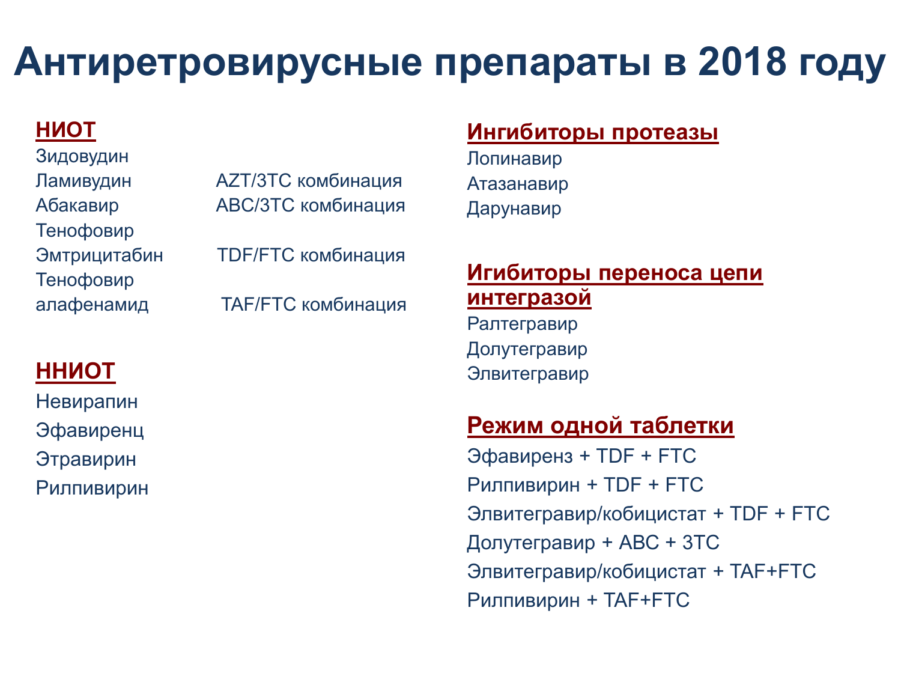# Антиретровирусные препараты в 2018 году

## НИОТ

- Зидовудин
- Ламивудин — AZT/3TC комбинация
- Абакавир — ABC/3TC комбинация
- Тенофовир
- Эмтрицитабин — TDF/FTC комбинация
- Тенофовир алафенамид — TAF/FTC комбинация

## ННИОТ

- Невирапин
- Эфавиренц
- Этравирин
- Рилпивирин

## Ингибиторы протеазы

- Лопинавир
- Атазанавир
- Дарунавир

## Игибиторы переноса цепи интегразой

- Ралтегравир
- Долутегравир
- Элвитегравир

## Режим одной таблетки

- Эфавирентз + TDF + FTC
- Рилпивирин + TDF + FTC
- Элвитегравир/кобицистат + TDF + FTC
- Долутегравир + ABC + 3TC
- Элвитегравир/кобицистат + TAF+FTC
- Рилпивирин + TAF+FTC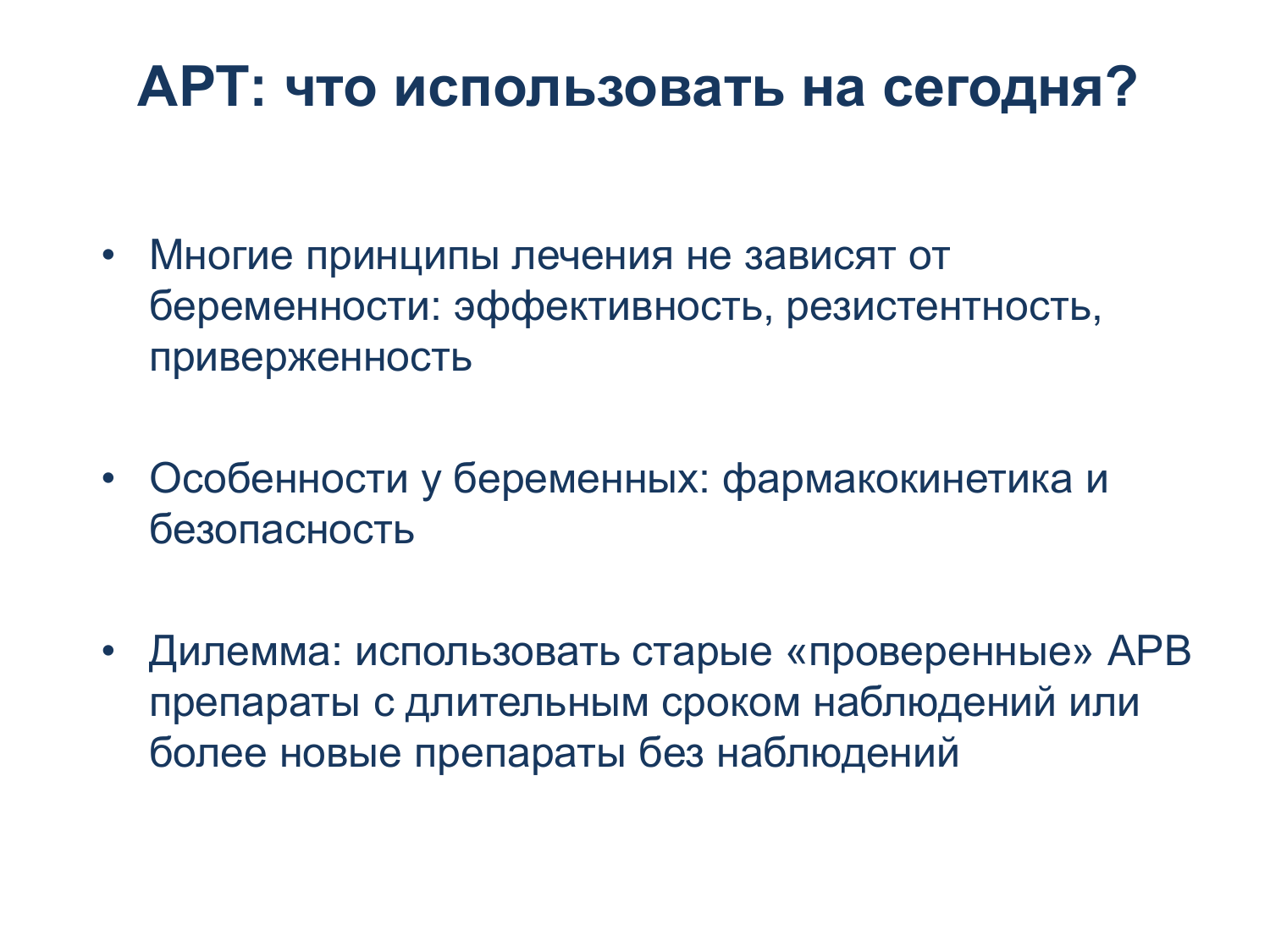# АРТ: что использовать на сегодня?

- Многие принципы лечения не зависят от беременности: эффективность, резистентность, приверженность
- Особенности у беременных: фармакокинетика и безопасность
- Дилемма: использовать старые «проверенные» АРВ препараты с длительным сроком наблюдений или более новые препараты без наблюдений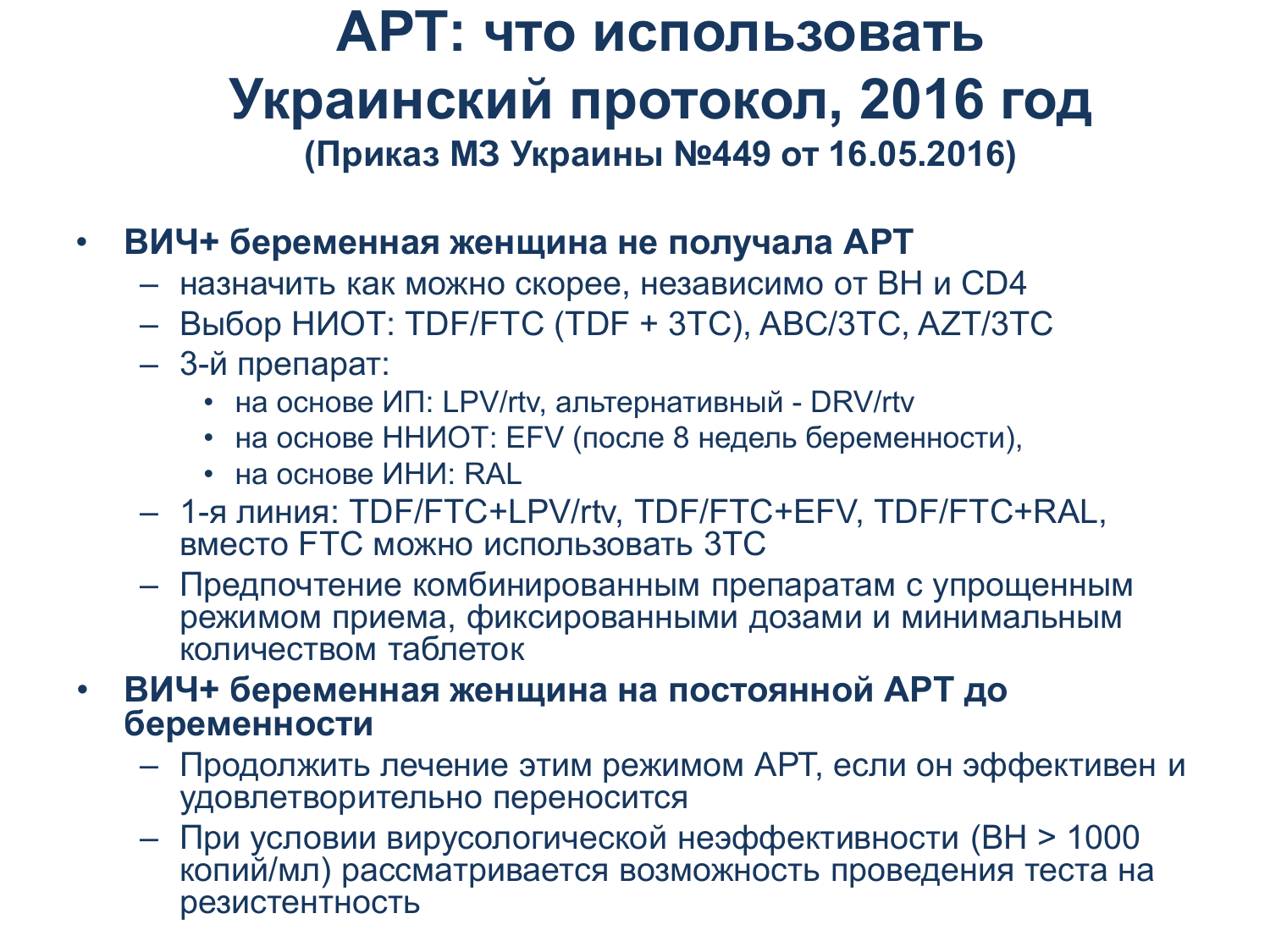# АРТ: что использовать
# Украинский протокол, 2016 год

### (Приказ МЗ Украины №449 от 16.05.2016)

- **ВИЧ+ беременная женщина не получала АРТ**
  - назначить как можно скорее, независимо от ВН и CD4
  - Выбор НИОТ: TDF/FTC (TDF + 3TC), ABC/3TC, AZT/3TC
  - 3-й препарат:
    - на основе ИП: LPV/rtv, альтернативный - DRV/rtv
    - на основе ННИОТ: EFV (после 8 недель беременности),
    - на основе ИНИ: RAL
  - 1-я линия: TDF/FTC+LPV/rtv, TDF/FTC+EFV, TDF/FTC+RAL, вместо FTC можно использовать 3TC
  - Предпочтение комбинированным препаратам с упрощенным режимом приема, фиксированными дозами и минимальным количеством таблеток
- **ВИЧ+ беременная женщина на постоянной АРТ до беременности**
  - Продолжить лечение этим режимом АРТ, если он эффективен и удовлетворительно переносится
  - При условии вирусологической неэффективности (ВН > 1000 копий/мл) рассматривается возможность проведения теста на резистентность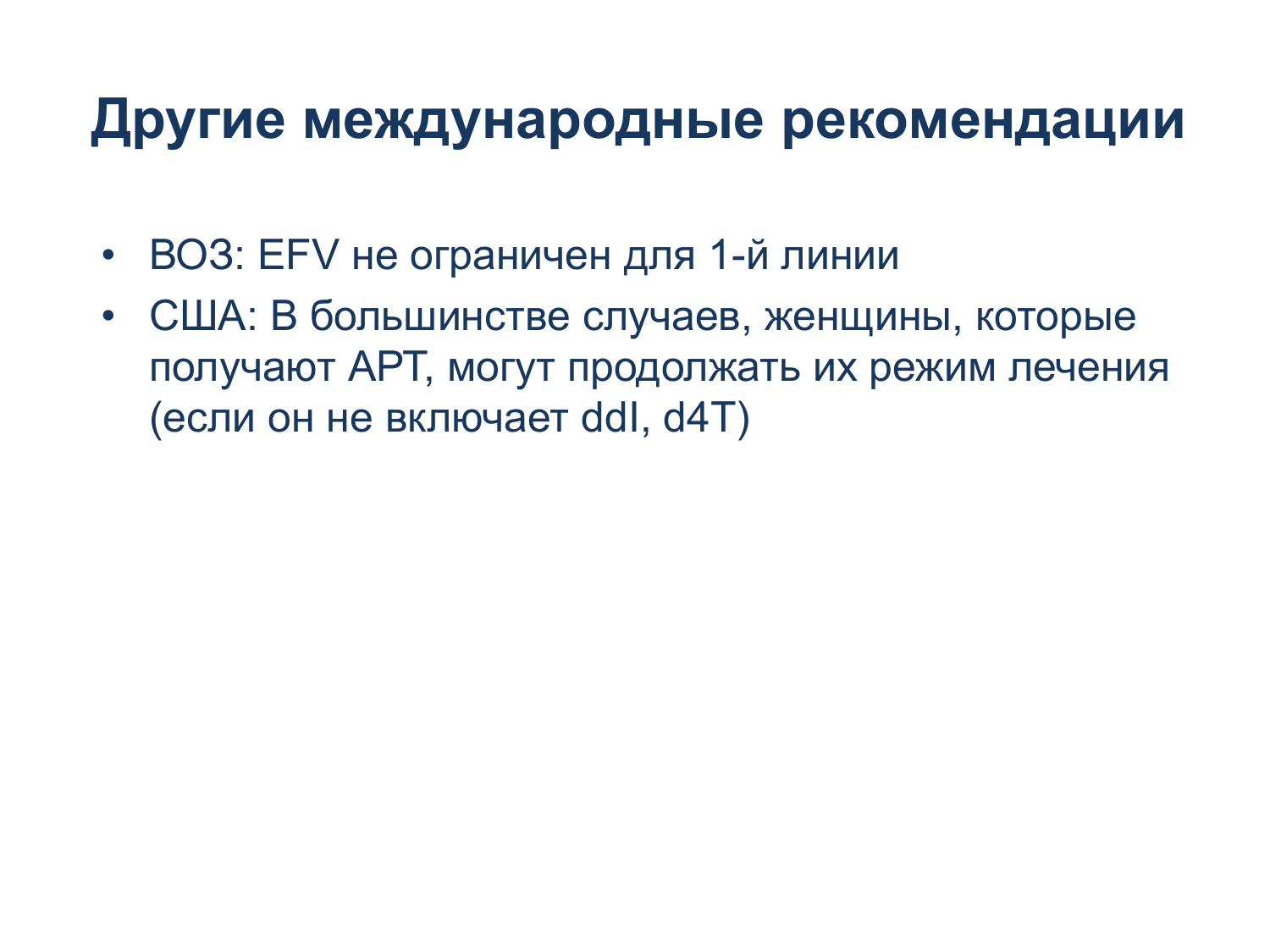# Другие международные рекомендации

- ВОЗ: EFV не ограничен для 1-й линии
- США: В большинстве случаев, женщины, которые получают АРТ, могут продолжать их режим лечения (если он не включает ddI, d4T)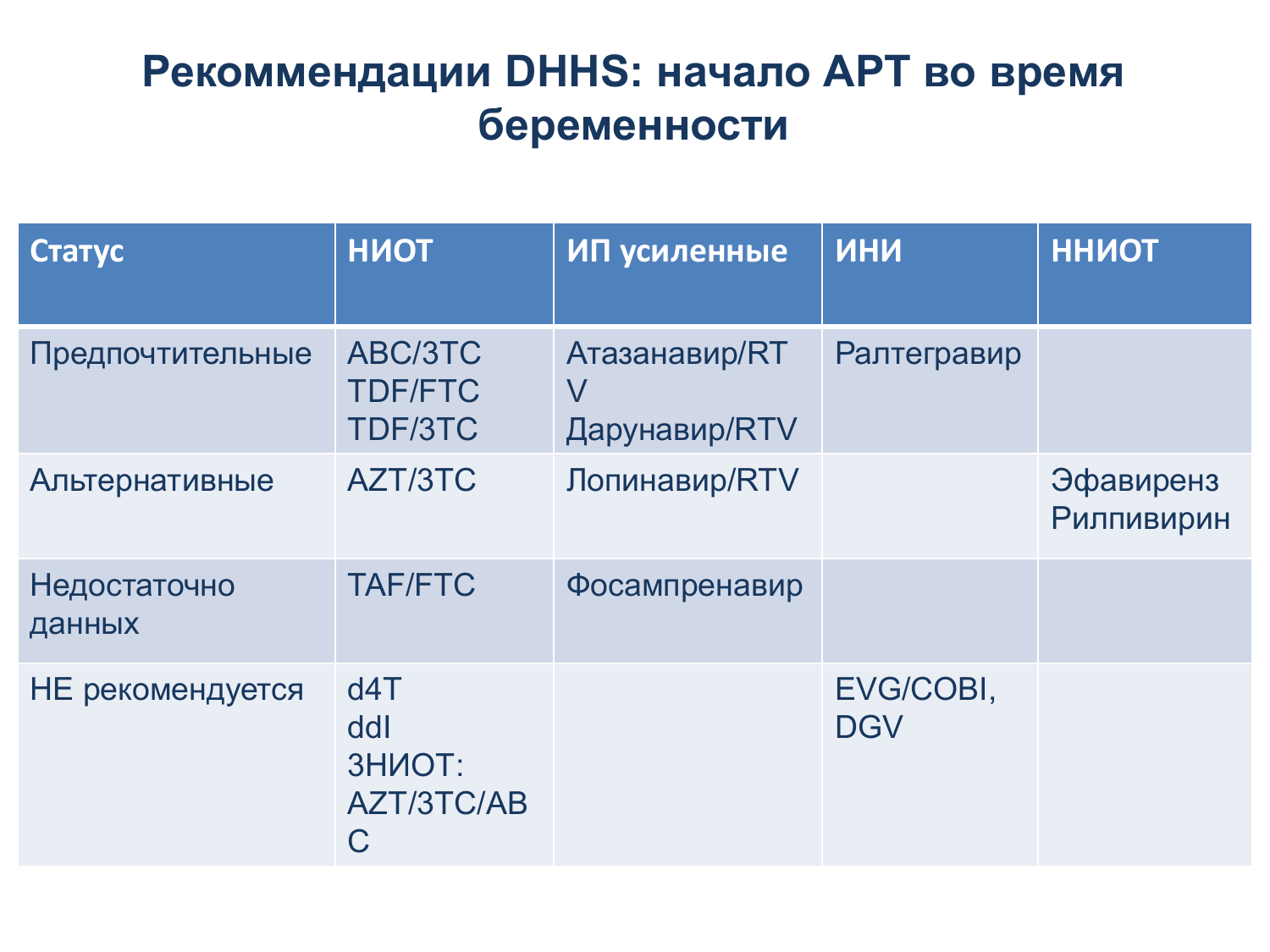# Рекомендации DHHS: начало АРТ во время беременности

| Статус | НИОТ | ИП усиленные | ИНИ | ННИОТ |
|---|---|---|---|---|
| Предпочтительные | ABC/3TC<br>TDF/FTC<br>TDF/3TC | Атазанавир/RTV<br>Дарунавир/RTV | Ралтегравир | |
| Альтернативные | AZT/3TC | Лопинавир/RTV | | Эфавиренз<br>Рилпивирин |
| Недостаточно данных | TAF/FTC | Фосампренавир | | |
| НЕ рекомендуется | d4T<br>ddI<br>3НИОТ: AZT/3TC/ABC | | EVG/COBI,<br>DGV | |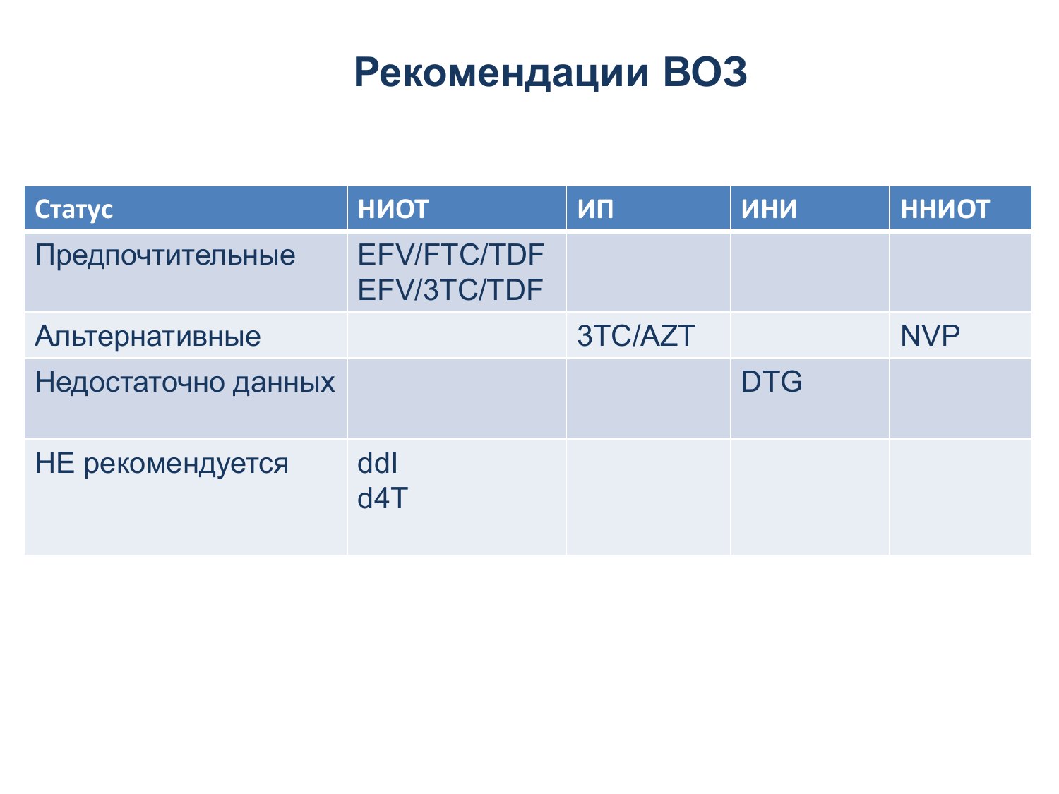# Рекомендации ВОЗ

| Статус | НИОТ | ИП | ИНИ | ННИОТ |
|---|---|---|---|---|
| Предпочтительные | EFV/FTC/TDF<br>EFV/3TC/TDF | | | |
| Альтернативные | | 3TC/AZT | | NVP |
| Недостаточно данных | | | DTG | |
| НЕ рекомендуется | ddI<br>d4T | | | |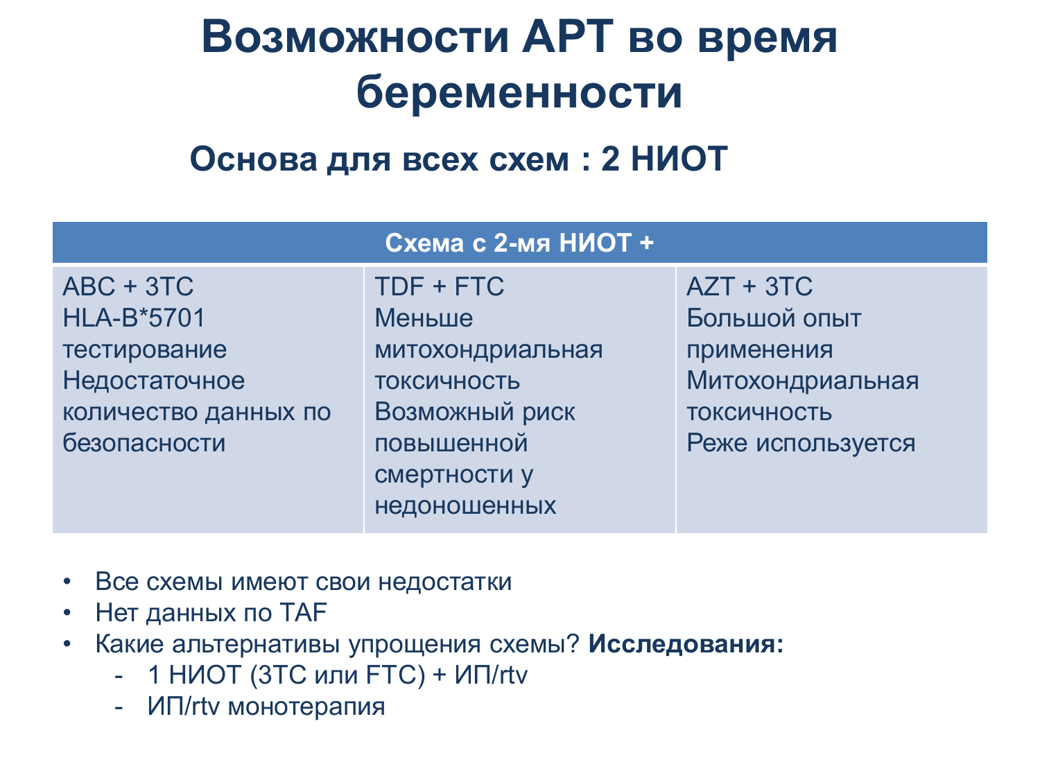# Возможности АРТ во время беременности

## Основа для всех схем : 2 НИОТ

| Схема с 2-мя НИОТ + | | |
|---|---|---|
| ABC + 3TC<br>HLA-B*5701 тестирование<br>Недостаточное количество данных по безопасности | TDF + FTC<br>Меньше митохондриальная токсичность<br>Возможный риск повышенной смертности у недоношенных | AZT + 3TC<br>Большой опыт применения<br>Митохондриальная токсичность<br>Реже используется |

- Все схемы имеют свои недостатки
- Нет данных по TAF
- Какие альтернативы упрощения схемы? **Исследования:**
  - 1 НИОТ (3TC или FTC) + ИП/rtv
  - ИП/rtv монотерапия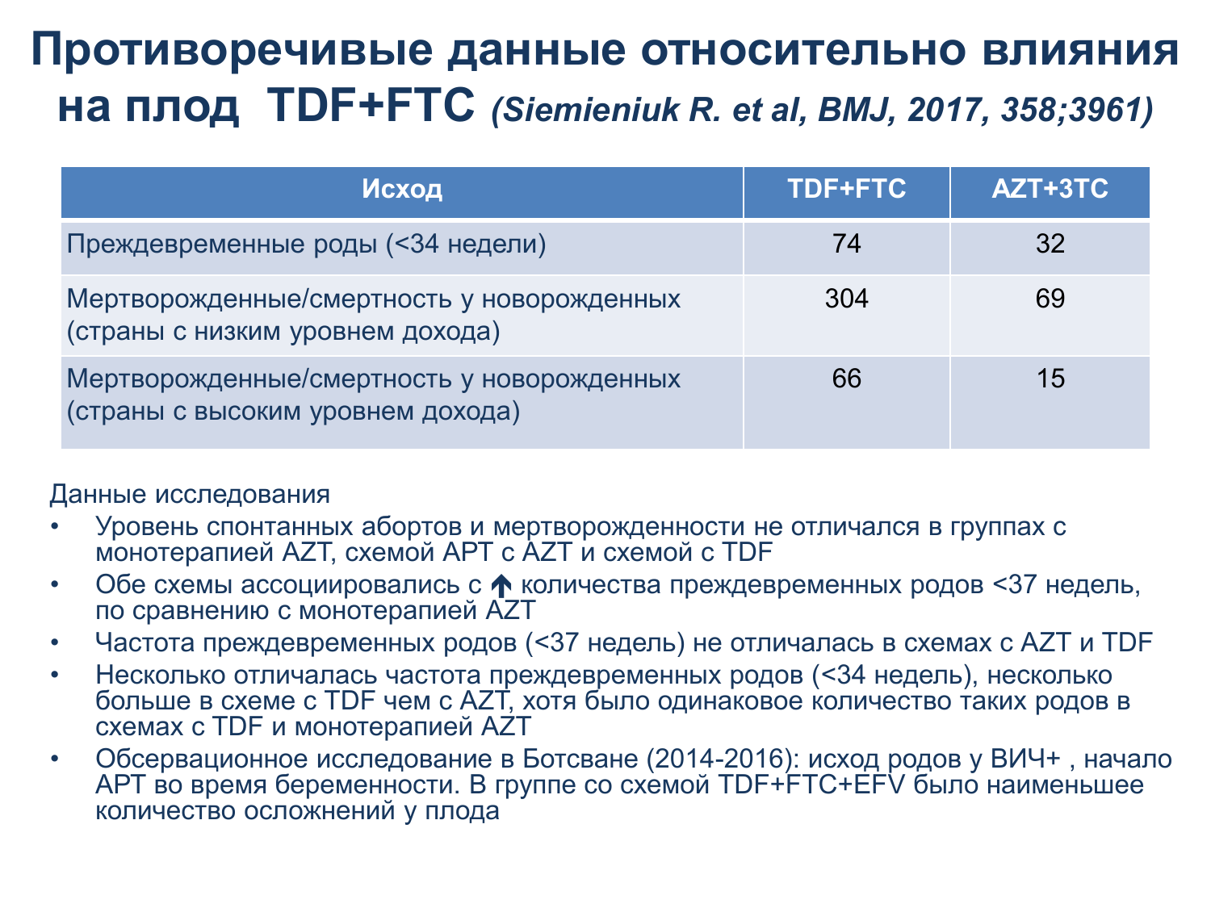# Противоречивые данные относительно влияния на плод TDF+FTC *(Siemieniuk R. et al, BMJ, 2017, 358;3961)*

| Исход | TDF+FTC | AZT+3TC |
|---|---|---|
| Преждевременные роды (<34 недели) | 74 | 32 |
| Мертворожденные/смертность у новорожденных (страны с низким уровнем дохода) | 304 | 69 |
| Мертворожденные/смертность у новорожденных (страны с высоким уровнем дохода) | 66 | 15 |

Данные исследования

- Уровень спонтанных абортов и мертворожденности не отличался в группах с монотерапией AZT, схемой АРТ с AZT и схемой с TDF
- Обе схемы ассоциировались с ↑ количества преждевременных родов <37 недель, по сравнению с монотерапией AZT
- Частота преждевременных родов (<37 недель) не отличалась в схемах с AZT и TDF
- Несколько отличалась частота преждевременных родов (<34 недель), несколько больше в схеме с TDF чем с AZT, хотя было одинаковое количество таких родов в схемах с TDF и монотерапией AZT
- Обсервационное исследование в Ботсване (2014-2016): исход родов у ВИЧ+ , начало АРТ во время беременности. В группе со схемой TDF+FTC+EFV было наименьшее количество осложнений у плода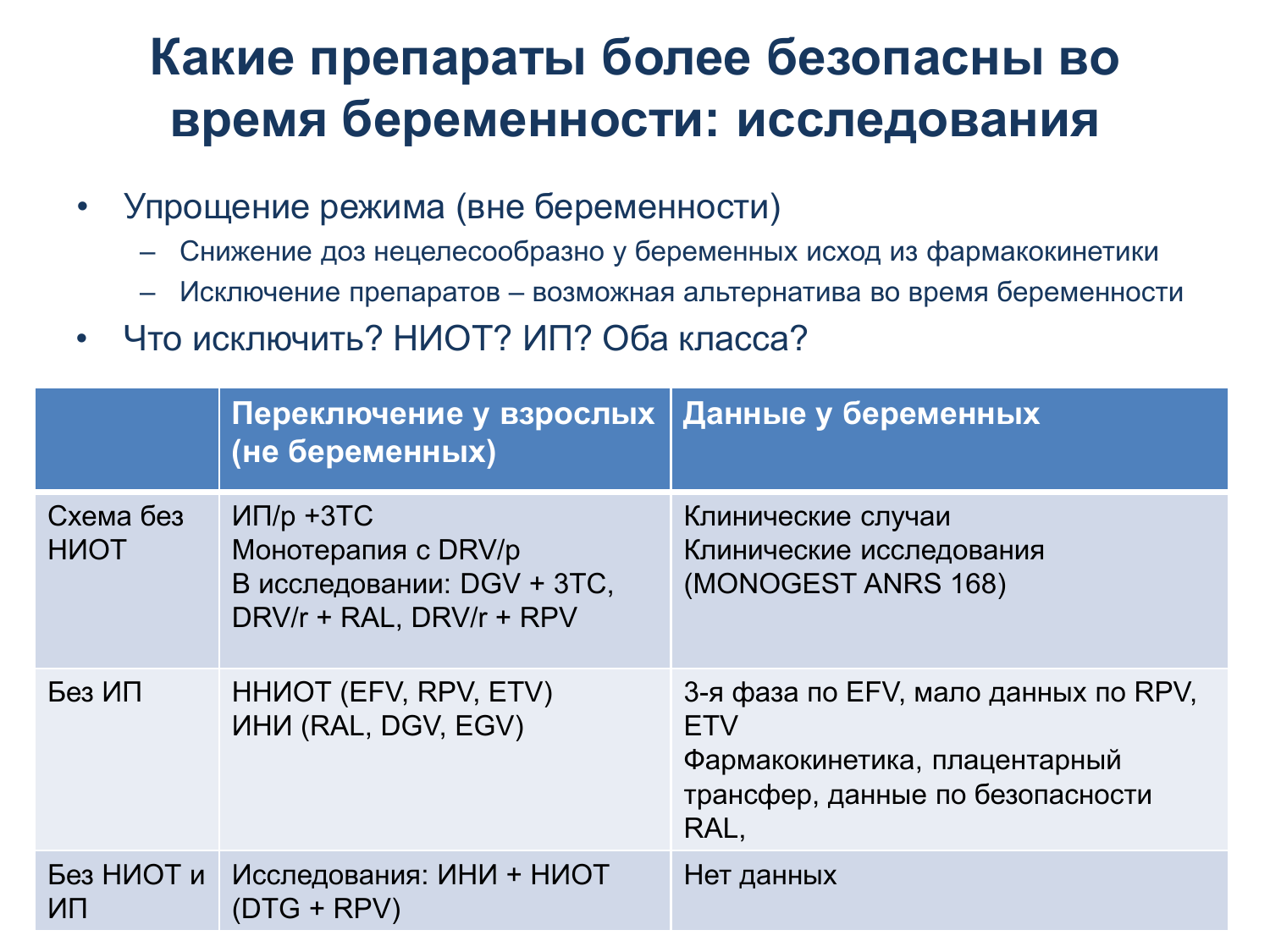# Какие препараты более безопасны во время беременности: исследования

- Упрощение режима (вне беременности)
  - Снижение доз нецелесообразно у беременных исход из фармакокинетики
  - Исключение препаратов – возможная альтернатива во время беременности
- Что исключить? НИОТ? ИП? Оба класса?

| | Переключение у взрослых (не беременных) | Данные у беременных |
|---|---|---|
| Схема без НИОТ | ИП/р +3ТС<br>Монотерапия с DRV/p<br>В исследовании: DGV + 3TC, DRV/r + RAL, DRV/r + RPV | Клинические случаи<br>Клинические исследования (MONOGEST ANRS 168) |
| Без ИП | ННИОТ (EFV, RPV, ETV)<br>ИНИ (RAL, DGV, EGV) | 3-я фаза по EFV, мало данных по RPV, ETV<br>Фармакокинетика, плацентарный трансфер, данные по безопасности RAL, |
| Без НИОТ и ИП | Исследования: ИНИ + НИОТ (DTG + RPV) | Нет данных |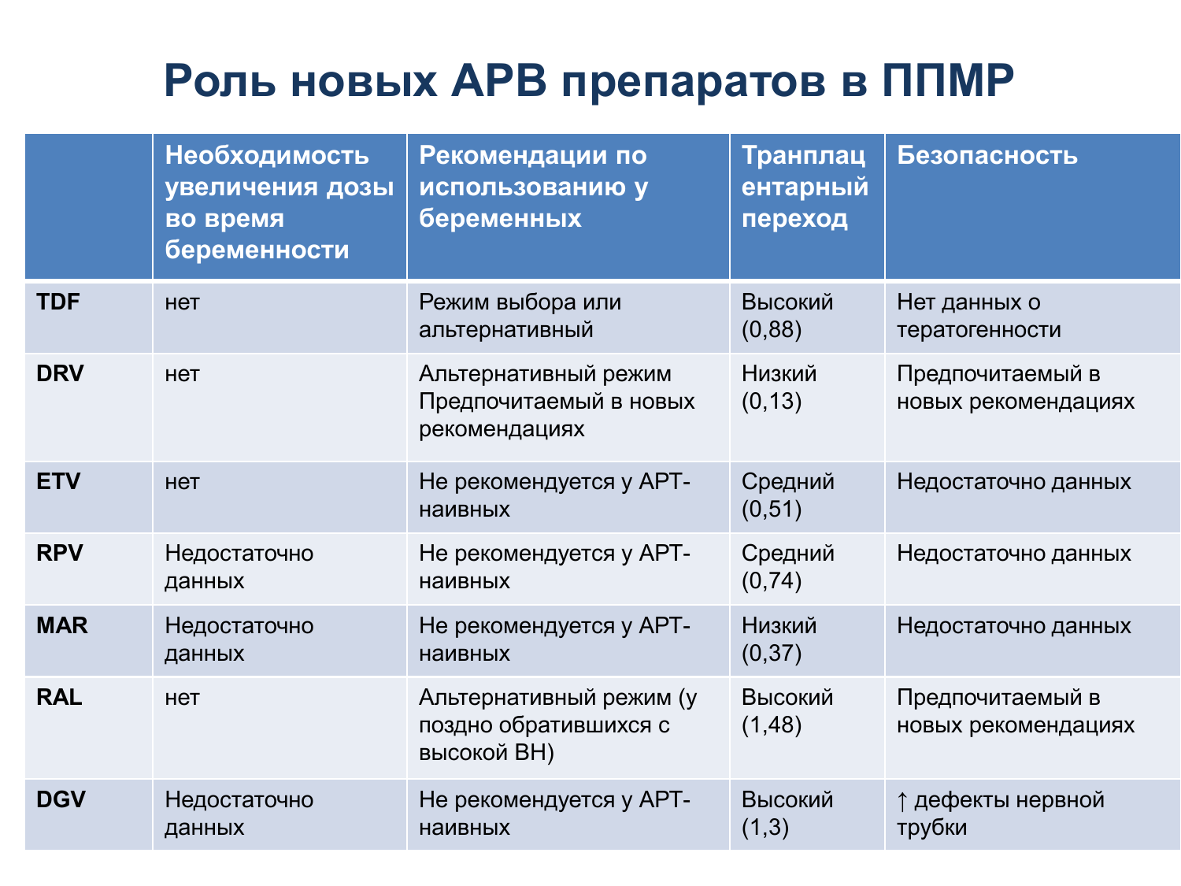# Роль новых АРВ препаратов в ППМР

| | Необходимость увеличения дозы во время беременности | Рекомендации по использованию у беременных | Транплацентарный переход | Безопасность |
|---|---|---|---|---|
| **TDF** | нет | Режим выбора или альтернативный | Высокий (0,88) | Нет данных о тератогенности |
| **DRV** | нет | Альтернативный режим Предпочитаемый в новых рекомендациях | Низкий (0,13) | Предпочитаемый в новых рекомендациях |
| **ETV** | нет | Не рекомендуется у АРТ-наивных | Средний (0,51) | Недостаточно данных |
| **RPV** | Недостаточно данных | Не рекомендуется у АРТ-наивных | Средний (0,74) | Недостаточно данных |
| **MAR** | Недостаточно данных | Не рекомендуется у АРТ-наивных | Низкий (0,37) | Недостаточно данных |
| **RAL** | нет | Альтернативный режим (у поздно обратившихся с высокой ВН) | Высокий (1,48) | Предпочитаемый в новых рекомендациях |
| **DGV** | Недостаточно данных | Не рекомендуется у АРТ-наивных | Высокий (1,3) | ↑ дефекты нервной трубки |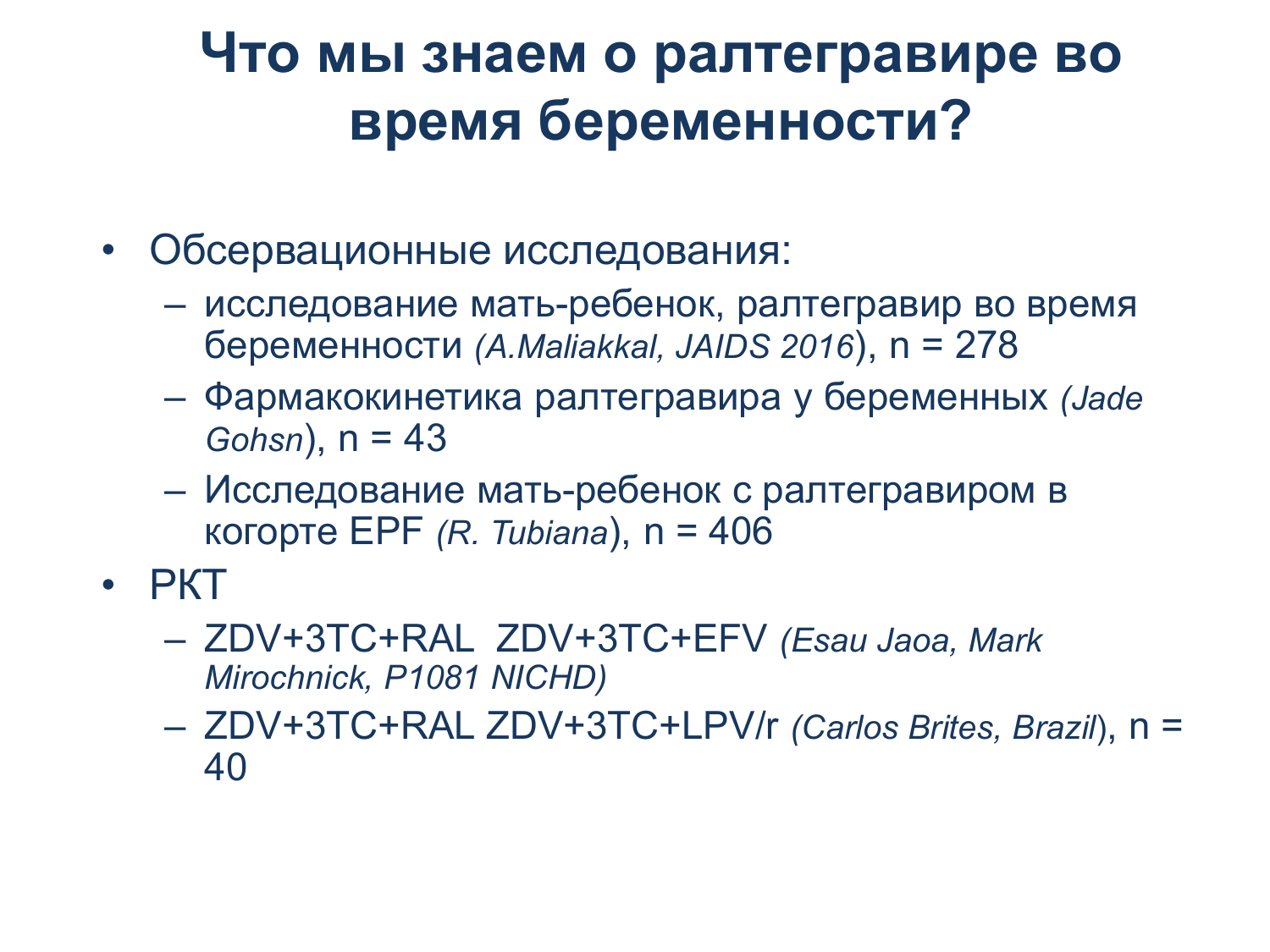# Что мы знаем о ралтегравире во время беременности?

- Обсервационные исследования:
  - исследование мать-ребенок, ралтегравир во время беременности *(A.Maliakkal, JAIDS 2016*), n = 278
  - Фармакокинетика ралтегравира у беременных *(Jade Gohsn*), n = 43
  - Исследование мать-ребенок с ралтегравиром в когорте EPF *(R. Tubiana*), n = 406
- РКТ
  - ZDV+3TC+RAL ZDV+3TC+EFV *(Esau Jaoa, Mark Mirochnick, P1081 NICHD)*
  - ZDV+3TC+RAL ZDV+3TC+LPV/r *(Carlos Brites, Brazil*), n = 40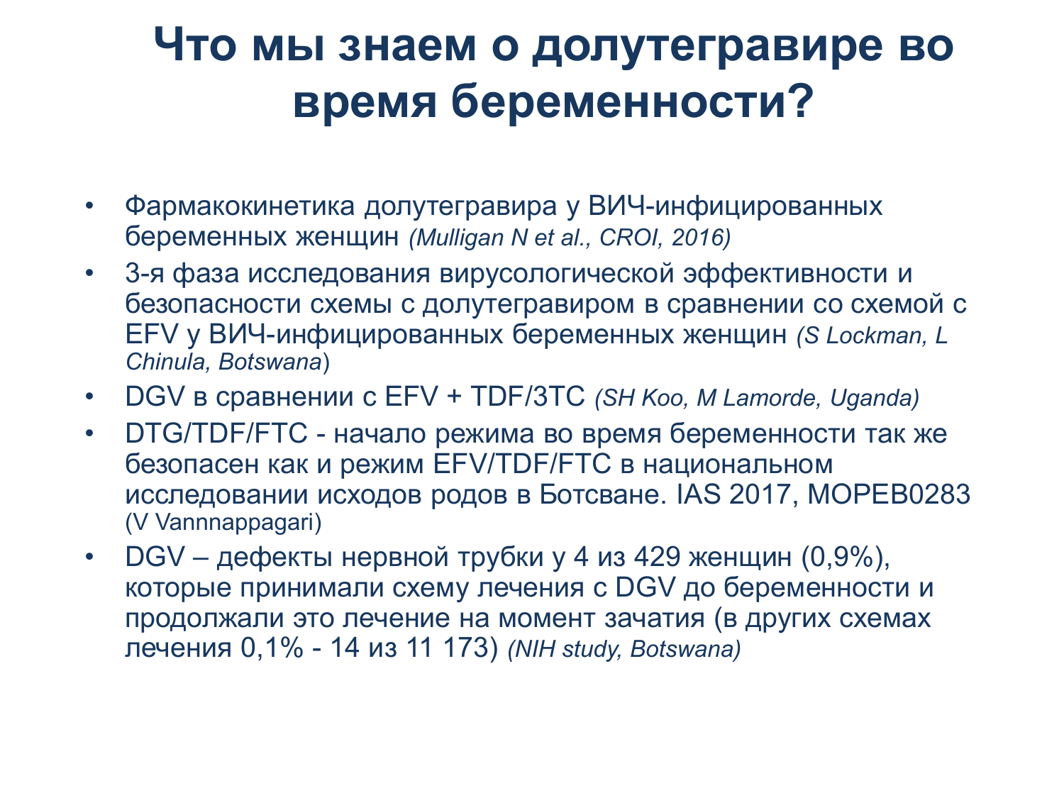# Что мы знаем о долутегравире во время беременности?

- Фармакокинетика долутегравира у ВИЧ-инфицированных беременных женщин *(Mulligan N et al., CROI, 2016)*
- 3-я фаза исследования вирусологической эффективности и безопасности схемы с долутегравиром в сравнении со схемой с EFV у ВИЧ-инфицированных беременных женщин *(S Lockman, L Chinula, Botswana*)
- DGV в сравнении с EFV + TDF/3TC *(SH Koo, M Lamorde, Uganda)*
- DTG/TDF/FTC - начало режима во время беременности так же безопасен как и режим EFV/TDF/FTC в национальном исследовании исходов родов в Ботсване. IAS 2017, MOPEB0283 (V Vannnappagari)
- DGV – дефекты нервной трубки у 4 из 429 женщин (0,9%), которые принимали схему лечения с DGV до беременности и продолжали это лечение на момент зачатия (в других схемах лечения 0,1% - 14 из 11 173) *(NIH study, Botswana)*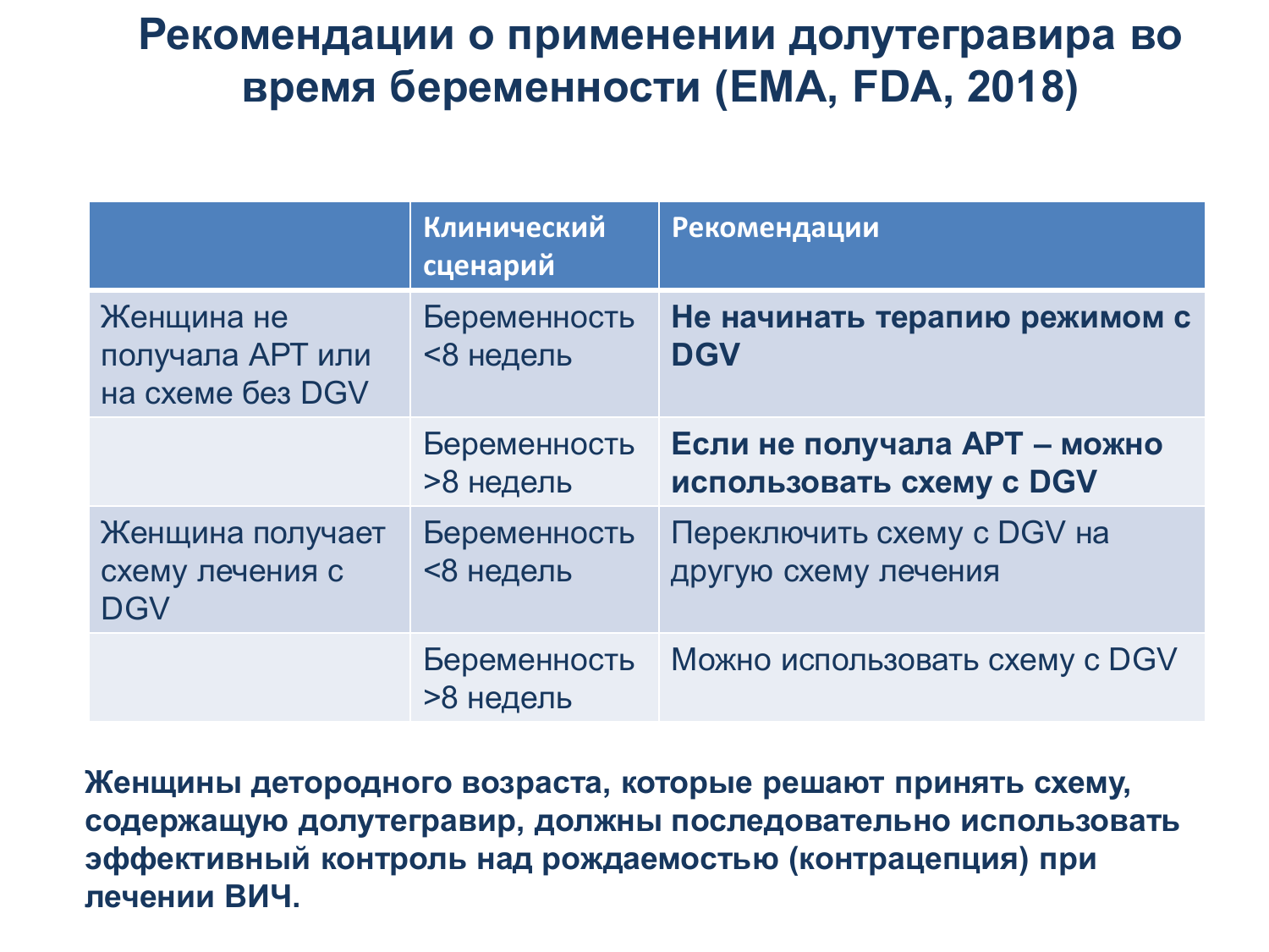# Рекомендации о применении долутегравира во время беременности (EMA, FDA, 2018)

| | Клинический сценарий | Рекомендации |
|---|---|---|
| Женщина не получала АРТ или на схеме без DGV | Беременность <8 недель | **Не начинать терапию режимом с DGV** |
| | Беременность >8 недель | **Если не получала АРТ – можно использовать схему с DGV** |
| Женщина получает схему лечения с DGV | Беременность <8 недель | Переключить схему с DGV на другую схему лечения |
| | Беременность >8 недель | Можно использовать схему с DGV |

**Женщины детородного возраста, которые решают принять схему, содержащую долутегравир, должны последовательно использовать эффективный контроль над рождаемостью (контрацепция) при лечении ВИЧ.**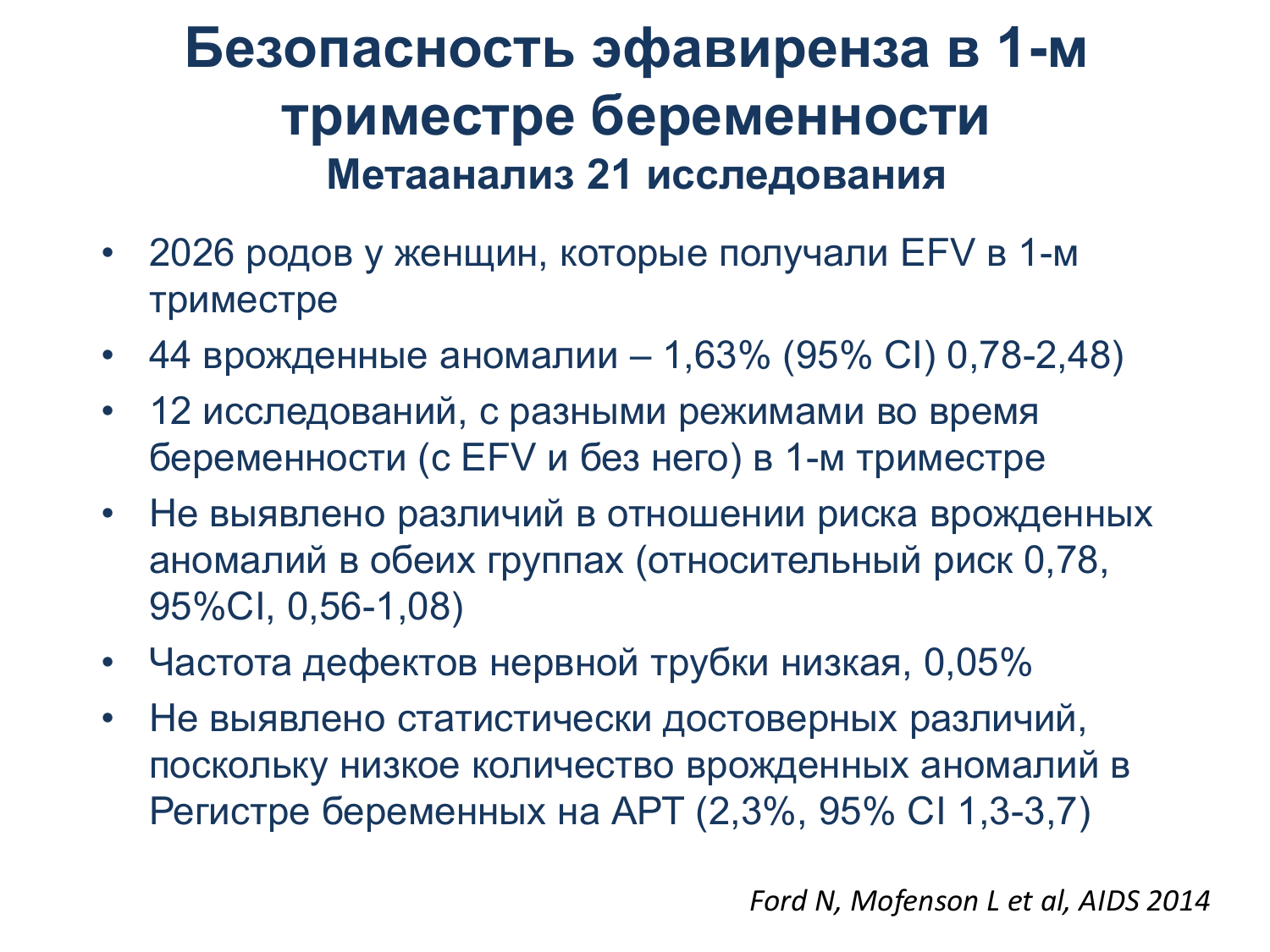# Безопасность эфавиренза в 1-м триместре беременности

## Метаанализ 21 исследования

- 2026 родов у женщин, которые получали EFV в 1-м триместре
- 44 врожденные аномалии – 1,63% (95% CI) 0,78-2,48)
- 12 исследований, с разными режимами во время беременности (с EFV и без него) в 1-м триместре
- Не выявлено различий в отношении риска врожденных аномалий в обеих группах (относительный риск 0,78, 95%CI, 0,56-1,08)
- Частота дефектов нервной трубки низкая, 0,05%
- Не выявлено статистически достоверных различий, поскольку низкое количество врожденных аномалий в Регистре беременных на АРТ (2,3%, 95% CI 1,3-3,7)

*Ford N, Mofenson L et al, AIDS 2014*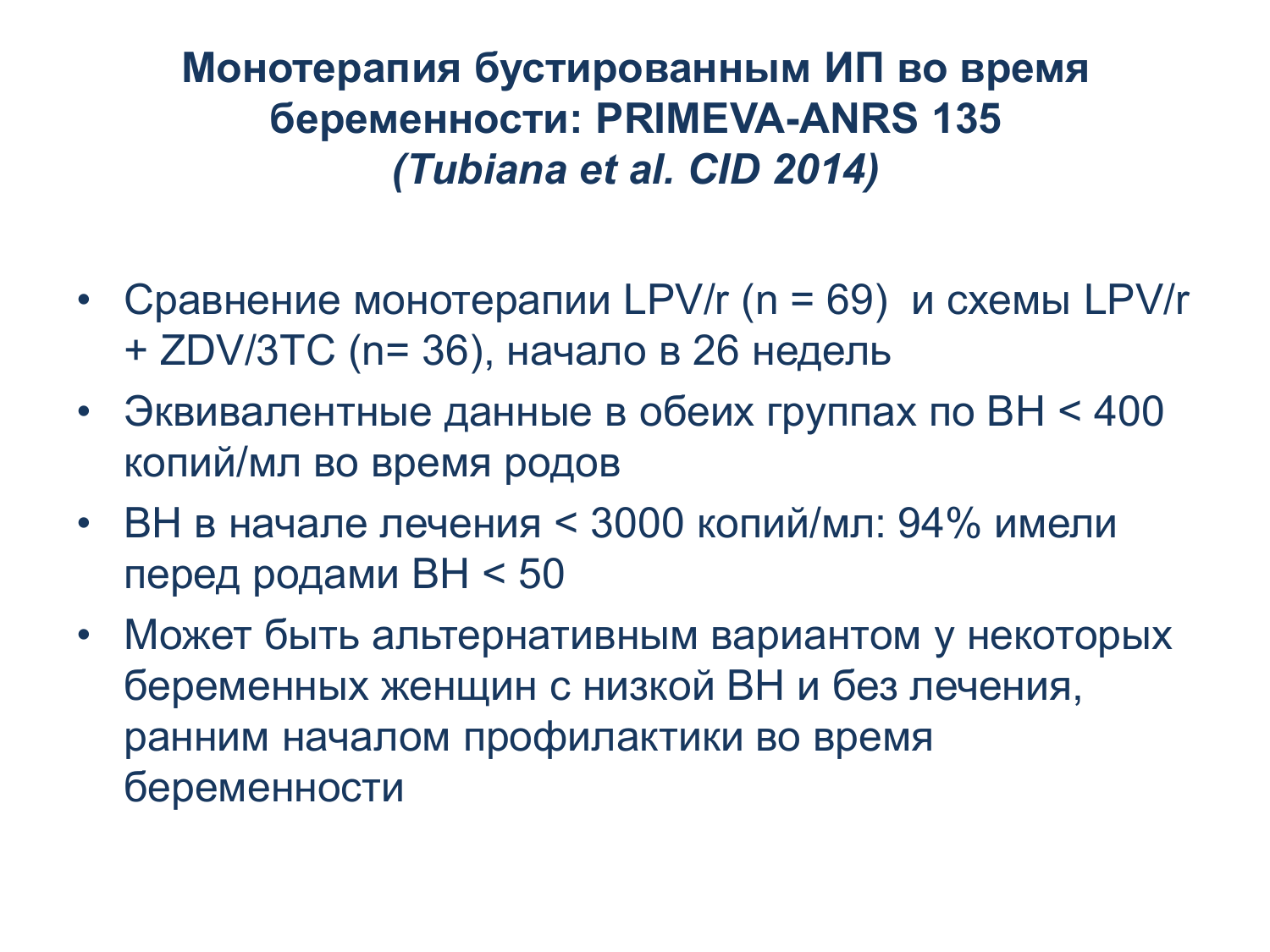# Монотерапия бустированным ИП во время беременности: PRIMEVA-ANRS 135
## *(Tubiana et al. CID 2014)*

- Сравнение монотерапии LPV/r (n = 69)  и схемы LPV/r + ZDV/3TC (n= 36), начало в 26 недель
- Эквивалентные данные в обеих группах по ВН < 400 копий/мл во время родов
- ВН в начале лечения < 3000 копий/мл: 94% имели перед родами ВН < 50
- Может быть альтернативным вариантом у некоторых беременных женщин с низкой ВН и без лечения, ранним началом профилактики во время беременности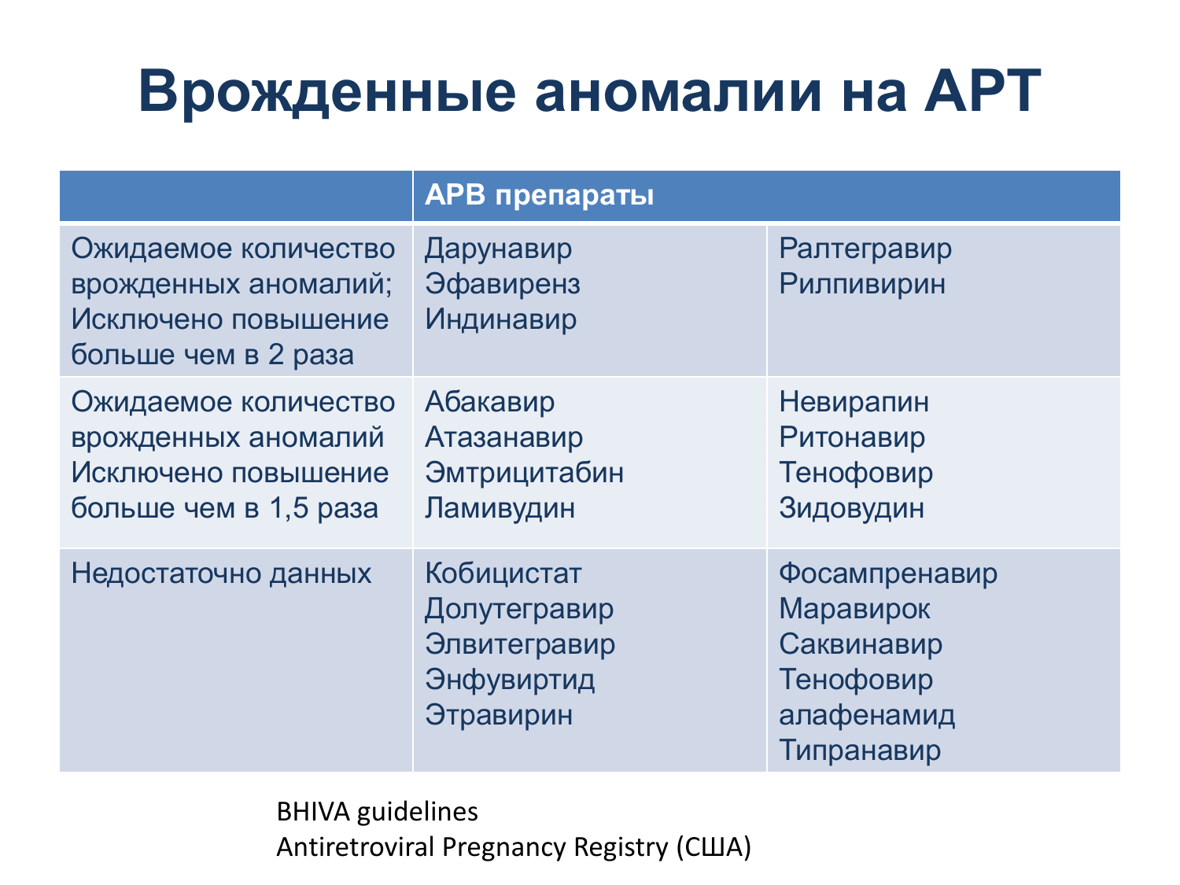# Врожденные аномалии на АРТ

| | АРВ препараты | |
|---|---|---|
| Ожидаемое количество врожденных аномалий; Исключено повышение больше чем в 2 раза | Дарунавир<br>Эфавиренз<br>Индинавир | Ралтегравир<br>Рилпивирин |
| Ожидаемое количество врожденных аномалий Исключено повышение больше чем в 1,5 раза | Абакавир<br>Атазанавир<br>Эмтрицитабин<br>Ламивудин | Невирапин<br>Ритонавир<br>Тенофовир<br>Зидовудин |
| Недостаточно данных | Кобицистат<br>Долутегравир<br>Элвитегравир<br>Энфувиртид<br>Этравирин | Фосампренавир<br>Маравирок<br>Саквинавир<br>Тенофовир алафенамид<br>Типранавир |

BHIVA guidelines
Antiretroviral Pregnancy Registry (США)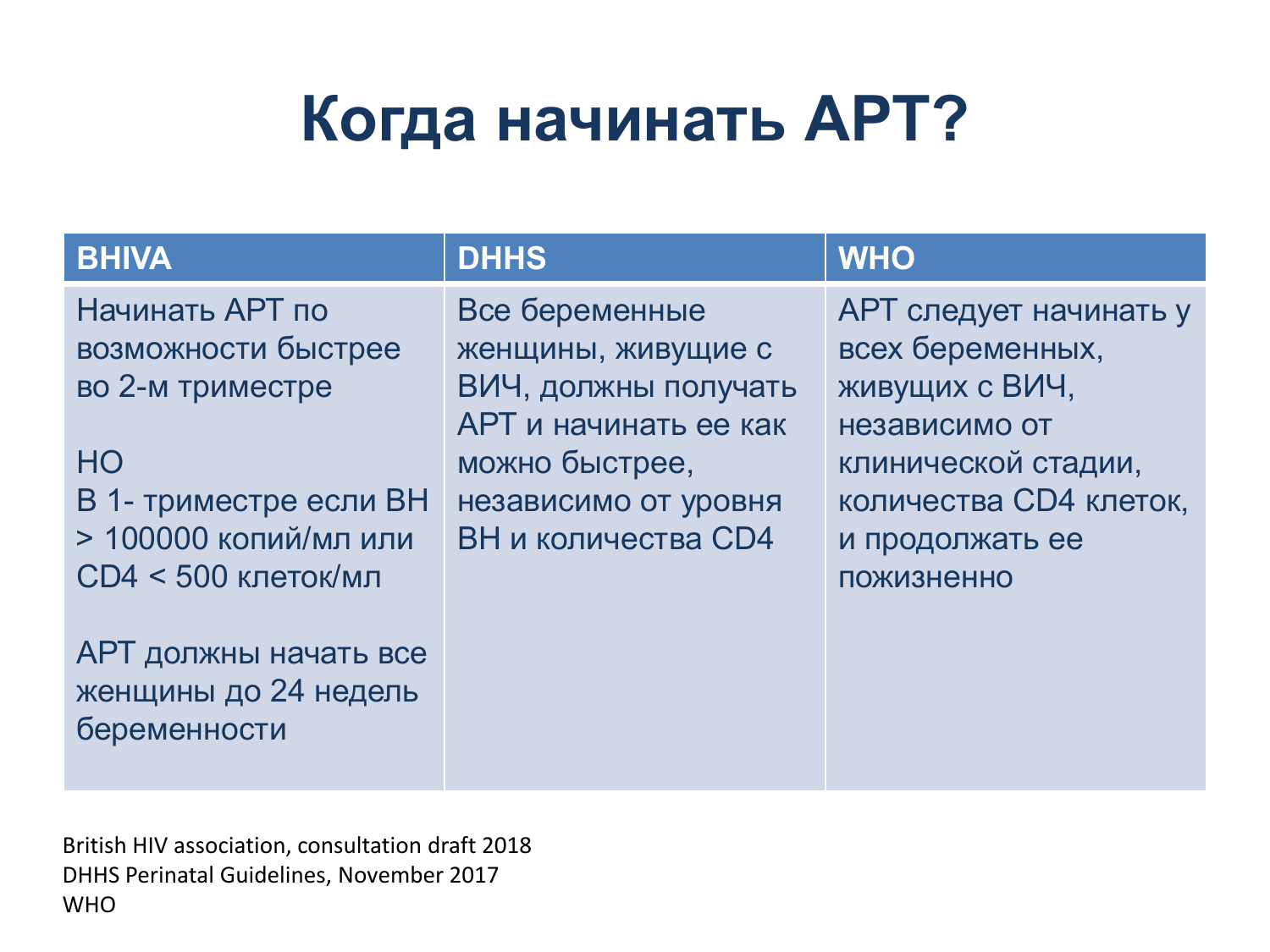# Когда начинать АРТ?

| BHIVA | DHHS | WHO |
|---|---|---|
| Начинать АРТ по возможности быстрее во 2-м триместре<br><br>НО<br>В 1- триместре если ВН > 100000 копий/мл или CD4 < 500 клеток/мл<br><br>АРТ должны начать все женщины до 24 недель беременности | Все беременные женщины, живущие с ВИЧ, должны получать АРТ и начинать ее как можно быстрее, независимо от уровня ВН и количества CD4 | АРТ следует начинать у всех беременных, живущих с ВИЧ, независимо от клинической стадии, количества CD4 клеток, и продолжать ее пожизненно |

British HIV association, consultation draft 2018
DHHS Perinatal Guidelines, November 2017
WHO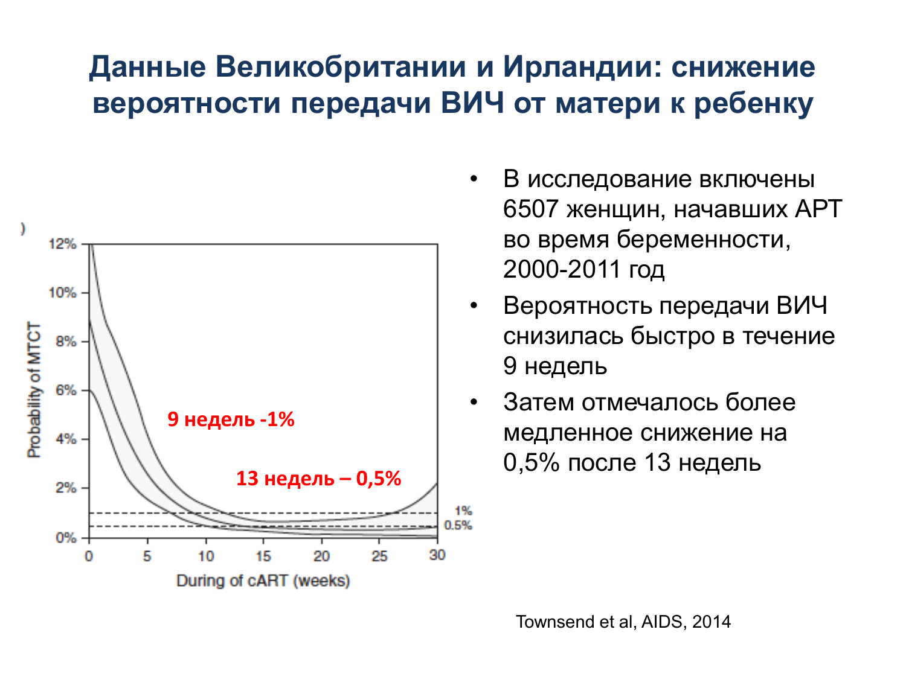# Данные Великобритании и Ирландии: снижение вероятности передачи ВИЧ от матери к ребенку

9 недель -1%

13 недель – 0,5%

- В исследование включены 6507 женщин, начавших АРТ во время беременности, 2000-2011 год
- Вероятность передачи ВИЧ снизилась быстро в течение 9 недель
- Затем отмечалось более медленное снижение на 0,5% после 13 недель

Townsend et al, AIDS, 2014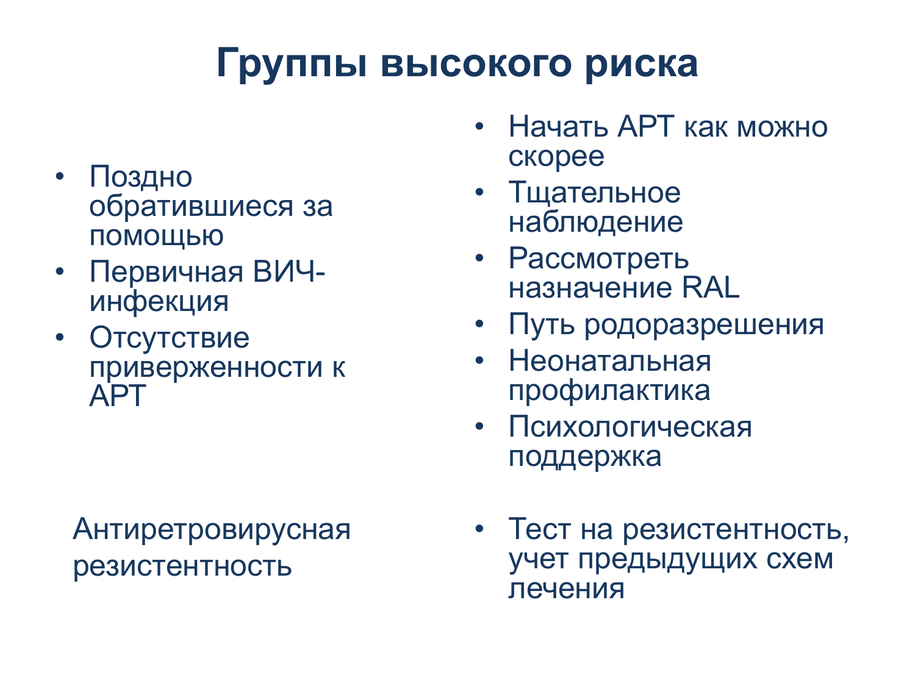# Группы высокого риска

- Поздно обратившиеся за помощью
- Первичная ВИЧ-инфекция
- Отсутствие приверженности к АРТ

- Начать АРТ как можно скорее
- Тщательное наблюдение
- Рассмотреть назначение RAL
- Путь родоразрешения
- Неонатальная профилактика
- Психологическая поддержка

Антиретровирусная резистентность

- Тест на резистентность, учет предыдущих схем лечения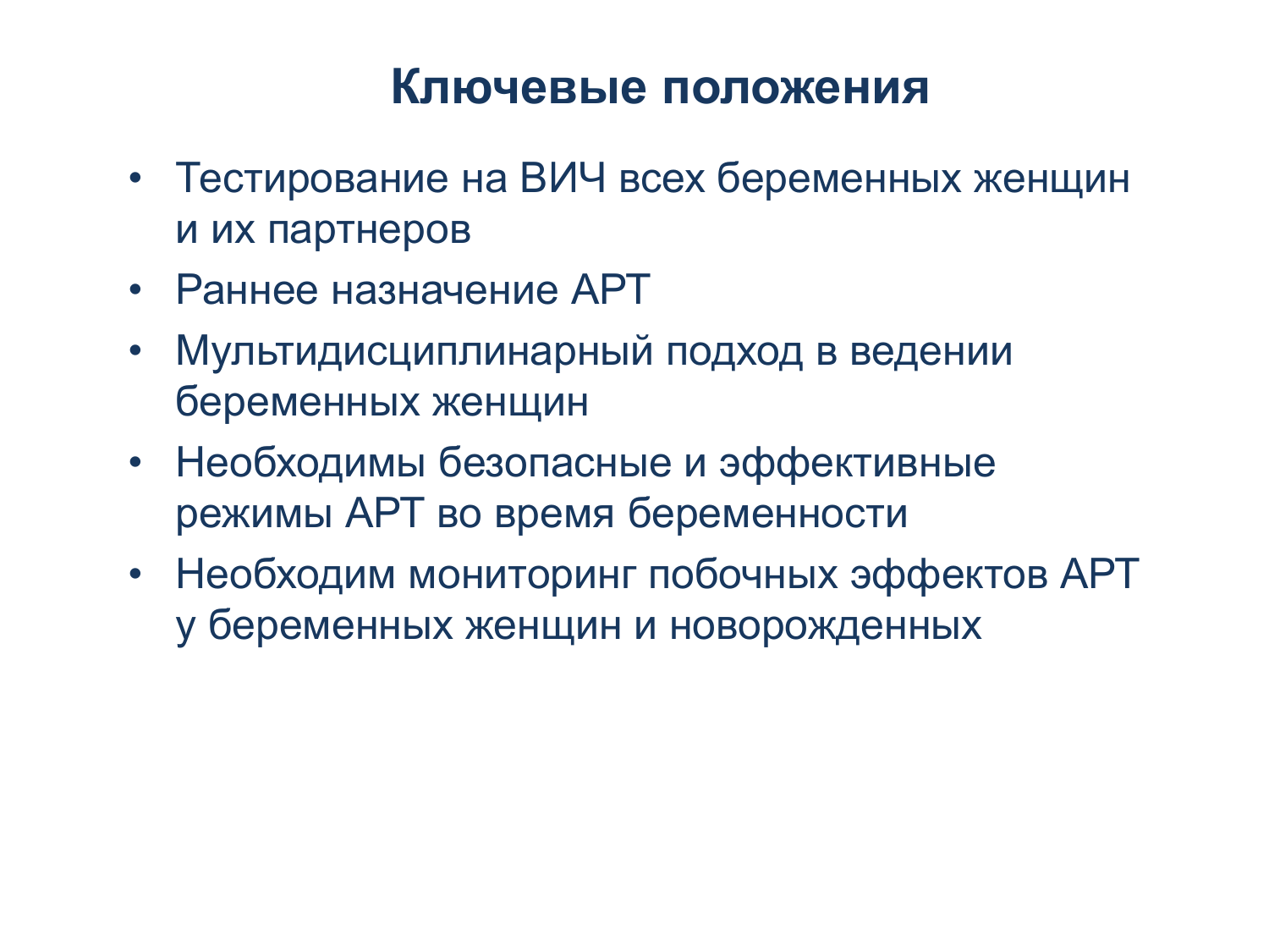# Ключевые положения

- Тестирование на ВИЧ всех беременных женщин и их партнеров
- Раннее назначение АРТ
- Мультидисциплинарный подход в ведении беременных женщин
- Необходимы безопасные и эффективные режимы АРТ во время беременности
- Необходим мониторинг побочных эффектов АРТ у беременных женщин и новорожденных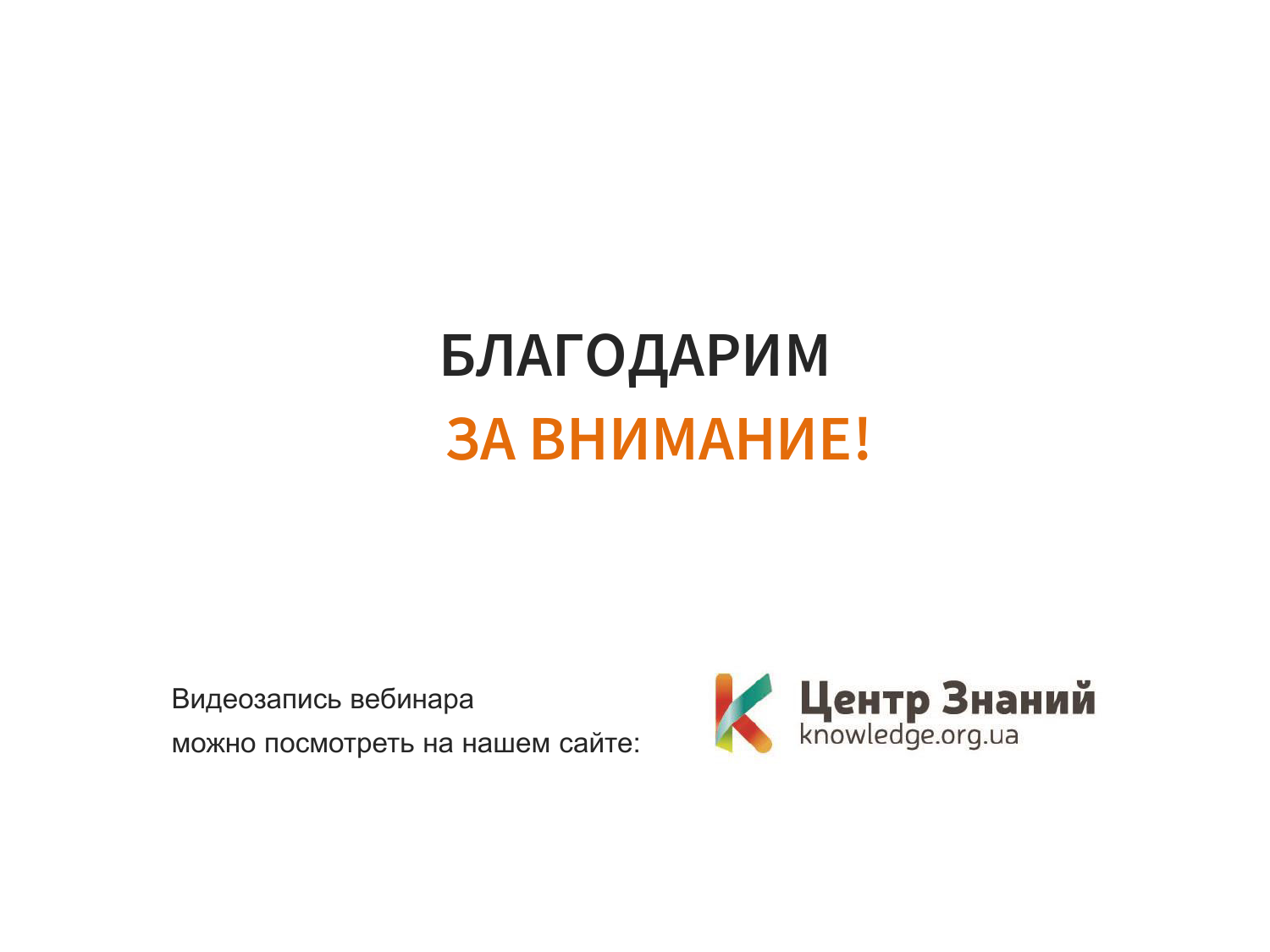# БЛАГОДАРИМ

# ЗА ВНИМАНИЕ!

Видеозапись вебинара
можно посмотреть на нашем сайте:

Центр Знаний
knowledge.org.ua